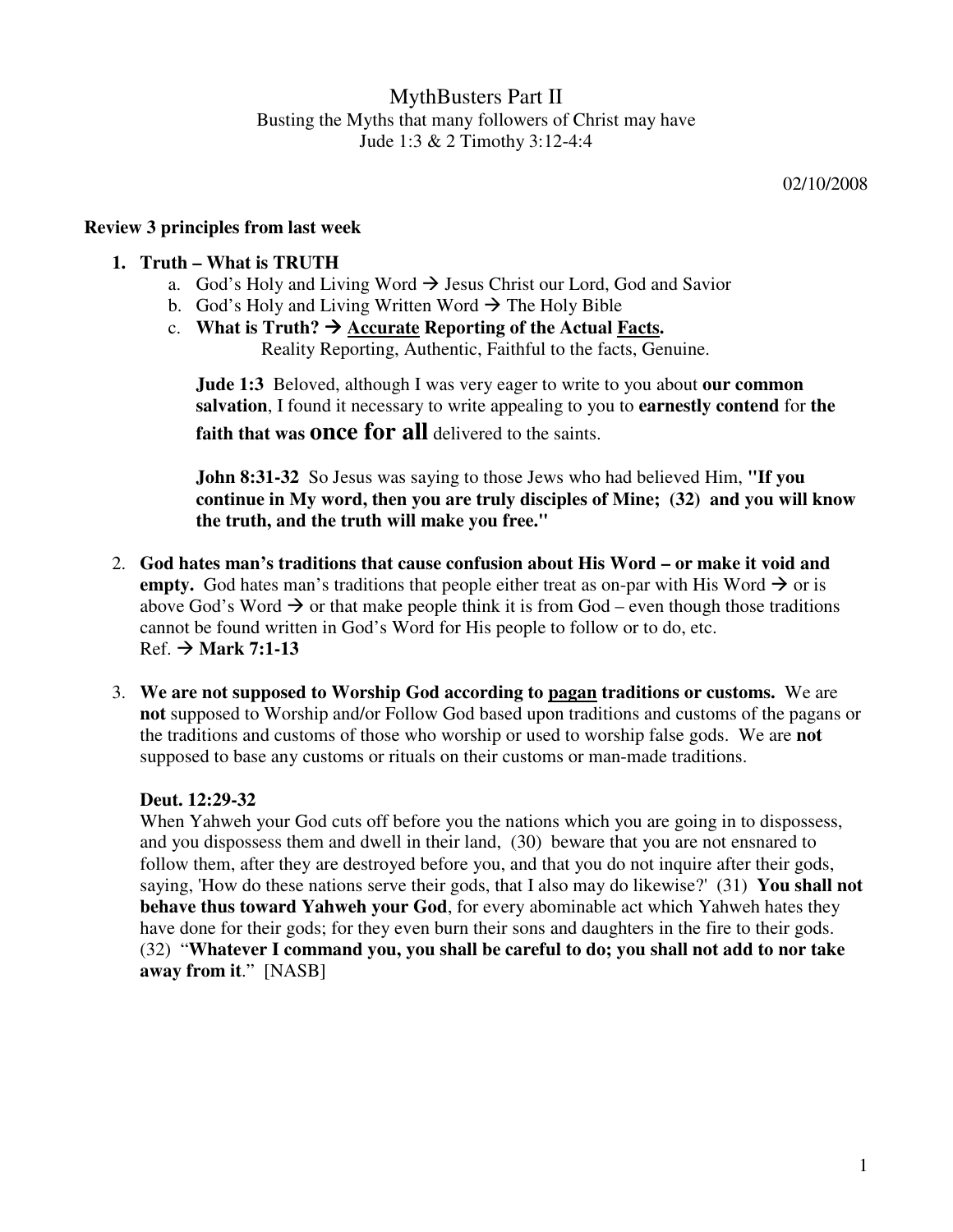# MythBusters Part II

Busting the Myths that many followers of Christ may have

Jude 1:3 & 2 Timothy 3:12-4:4

02/10/2008

**Review 3 principles from last week**

1. **Truth – What is TRUTH**
   a. God's Holy and Living Word → Jesus Christ our Lord, God and Savior
   b. God's Holy and Living Written Word → The Holy Bible
   c. **What is Truth? → <u>Accurate</u> Reporting of the Actual <u>Facts</u>.**
      Reality Reporting, Authentic, Faithful to the facts, Genuine.

   **Jude 1:3** Beloved, although I was very eager to write to you about **our common salvation**, I found it necessary to write appealing to you to **earnestly contend** for **the faith that was once for all** delivered to the saints.

   **John 8:31-32** So Jesus was saying to those Jews who had believed Him, **"If you continue in My word, then you are truly disciples of Mine; (32) and you will know the truth, and the truth will make you free."**

2. **God hates man's traditions that cause confusion about His Word – or make it void and empty.** God hates man's traditions that people either treat as on-par with His Word → or is above God's Word → or that make people think it is from God – even though those traditions cannot be found written in God's Word for His people to follow or to do, etc.
   Ref. → **Mark 7:1-13**

3. **We are not supposed to Worship God according to <u>pagan</u> traditions or customs.** We are **not** supposed to Worship and/or Follow God based upon traditions and customs of the pagans or the traditions and customs of those who worship or used to worship false gods. We are **not** supposed to base any customs or rituals on their customs or man-made traditions.

   **Deut. 12:29-32**
   When Yahweh your God cuts off before you the nations which you are going in to dispossess, and you dispossess them and dwell in their land, (30) beware that you are not ensnared to follow them, after they are destroyed before you, and that you do not inquire after their gods, saying, 'How do these nations serve their gods, that I also may do likewise?' (31) **You shall not behave thus toward Yahweh your God**, for every abominable act which Yahweh hates they have done for their gods; for they even burn their sons and daughters in the fire to their gods. (32) "**Whatever I command you, you shall be careful to do; you shall not add to nor take away from it**." [NASB]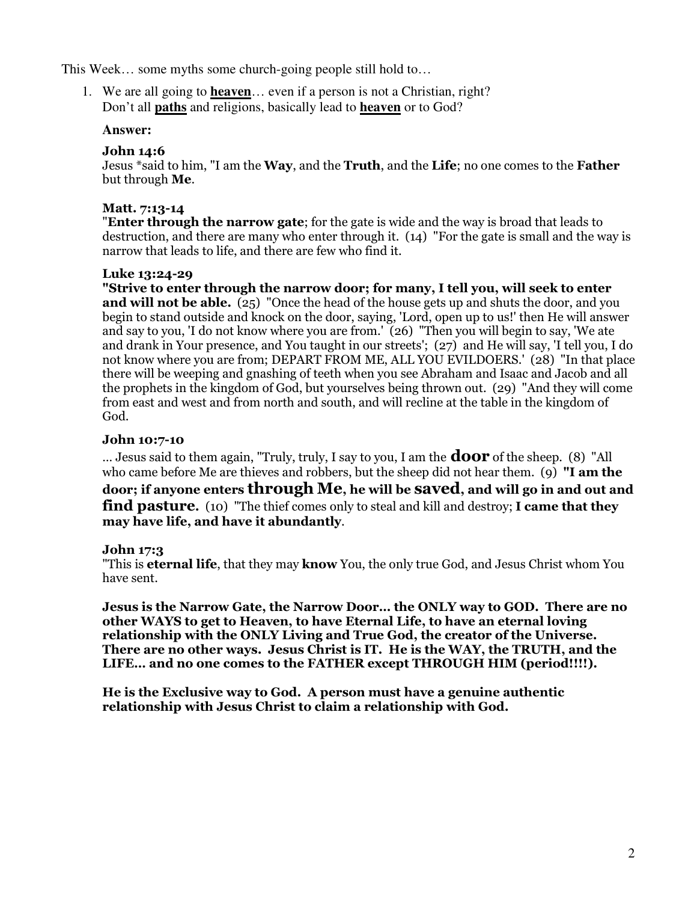This Week… some myths some church-going people still hold to…

1. We are all going to **heaven**… even if a person is not a Christian, right?
   Don't all **paths** and religions, basically lead to **heaven** or to God?

**Answer:**

**John 14:6**
Jesus *said to him, "I am the **Way**, and the **Truth**, and the **Life**; no one comes to the **Father** but through **Me**.

**Matt. 7:13-14**
"**Enter through the narrow gate**; for the gate is wide and the way is broad that leads to destruction, and there are many who enter through it. (14) "For the gate is small and the way is narrow that leads to life, and there are few who find it.

**Luke 13:24-29**
**"Strive to enter through the narrow door; for many, I tell you, will seek to enter and will not be able.** (25) "Once the head of the house gets up and shuts the door, and you begin to stand outside and knock on the door, saying, 'Lord, open up to us!' then He will answer and say to you, 'I do not know where you are from.' (26) "Then you will begin to say, 'We ate and drank in Your presence, and You taught in our streets'; (27) and He will say, 'I tell you, I do not know where you are from; DEPART FROM ME, ALL YOU EVILDOERS.' (28) "In that place there will be weeping and gnashing of teeth when you see Abraham and Isaac and Jacob and all the prophets in the kingdom of God, but yourselves being thrown out. (29) "And they will come from east and west and from north and south, and will recline at the table in the kingdom of God.

**John 10:7-10**
... Jesus said to them again, "Truly, truly, I say to you, I am the **door** of the sheep. (8) "All who came before Me are thieves and robbers, but the sheep did not hear them. (9) **"I am the door; if anyone enters through Me, he will be saved, and will go in and out and find pasture.** (10) "The thief comes only to steal and kill and destroy; **I came that they may have life, and have it abundantly**.

**John 17:3**
"This is **eternal life**, that they may **know** You, the only true God, and Jesus Christ whom You have sent.

**Jesus is the Narrow Gate, the Narrow Door... the ONLY way to GOD. There are no other WAYS to get to Heaven, to have Eternal Life, to have an eternal loving relationship with the ONLY Living and True God, the creator of the Universe. There are no other ways. Jesus Christ is IT. He is the WAY, the TRUTH, and the LIFE... and no one comes to the FATHER except THROUGH HIM (period!!!!).**

**He is the Exclusive way to God. A person must have a genuine authentic relationship with Jesus Christ to claim a relationship with God.**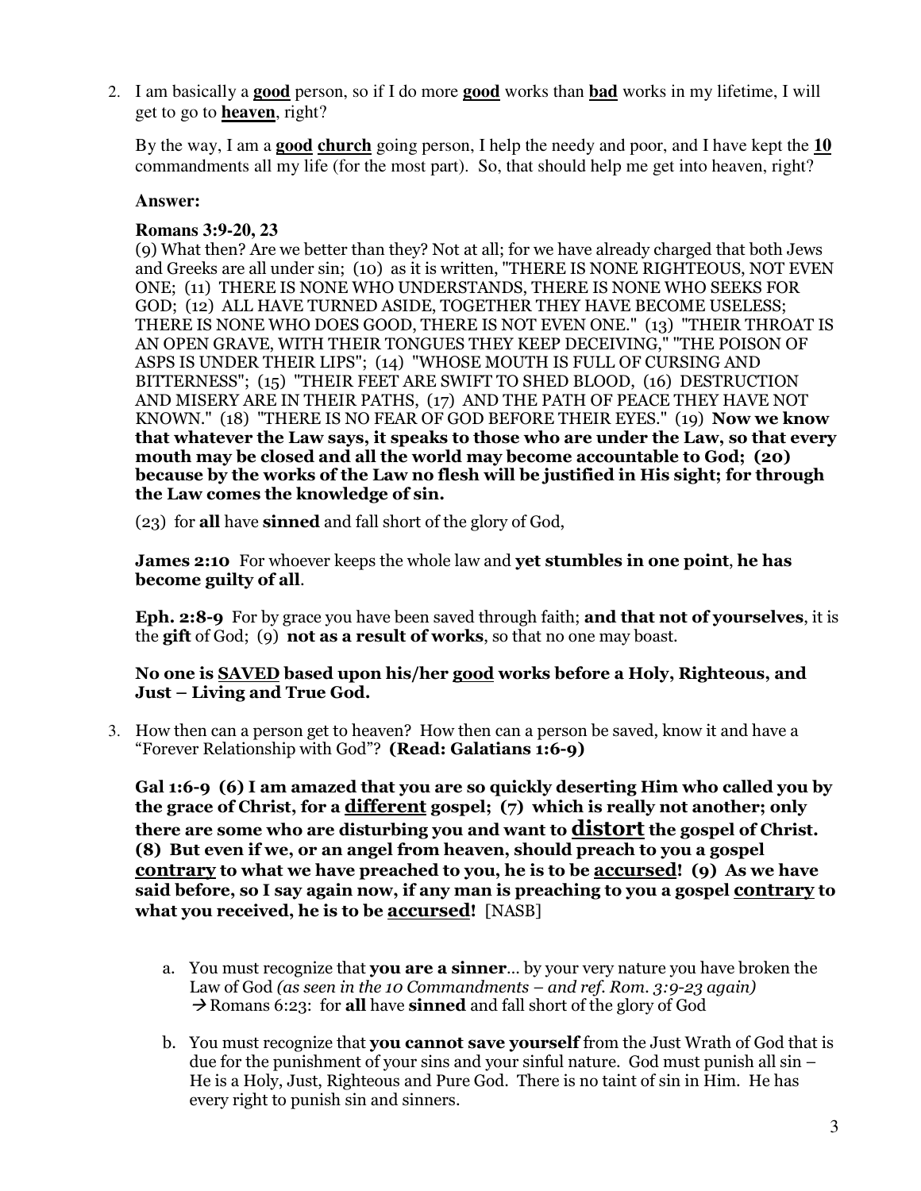2. I am basically a **good** person, so if I do more **good** works than **bad** works in my lifetime, I will get to go to **heaven**, right?

   By the way, I am a **good church** going person, I help the needy and poor, and I have kept the **10** commandments all my life (for the most part). So, that should help me get into heaven, right?

   **Answer:**

   **Romans 3:9-20, 23**
   (9) What then? Are we better than they? Not at all; for we have already charged that both Jews and Greeks are all under sin; (10) as it is written, "THERE IS NONE RIGHTEOUS, NOT EVEN ONE; (11) THERE IS NONE WHO UNDERSTANDS, THERE IS NONE WHO SEEKS FOR GOD; (12) ALL HAVE TURNED ASIDE, TOGETHER THEY HAVE BECOME USELESS; THERE IS NONE WHO DOES GOOD, THERE IS NOT EVEN ONE." (13) "THEIR THROAT IS AN OPEN GRAVE, WITH THEIR TONGUES THEY KEEP DECEIVING," "THE POISON OF ASPS IS UNDER THEIR LIPS"; (14) "WHOSE MOUTH IS FULL OF CURSING AND BITTERNESS"; (15) "THEIR FEET ARE SWIFT TO SHED BLOOD, (16) DESTRUCTION AND MISERY ARE IN THEIR PATHS, (17) AND THE PATH OF PEACE THEY HAVE NOT KNOWN." (18) "THERE IS NO FEAR OF GOD BEFORE THEIR EYES." (19) **Now we know that whatever the Law says, it speaks to those who are under the Law, so that every mouth may be closed and all the world may become accountable to God; (20) because by the works of the Law no flesh will be justified in His sight; for through the Law comes the knowledge of sin.**

   (23) for **all** have **sinned** and fall short of the glory of God,

   **James 2:10** For whoever keeps the whole law and **yet stumbles in one point**, **he has become guilty of all**.

   **Eph. 2:8-9** For by grace you have been saved through faith; **and that not of yourselves**, it is the **gift** of God; (9) **not as a result of works**, so that no one may boast.

   **No one is SAVED based upon his/her good works before a Holy, Righteous, and Just – Living and True God.**

3. How then can a person get to heaven? How then can a person be saved, know it and have a "Forever Relationship with God"? **(Read: Galatians 1:6-9)**

   **Gal 1:6-9 (6) I am amazed that you are so quickly deserting Him who called you by the grace of Christ, for a different gospel; (7) which is really not another; only there are some who are disturbing you and want to distort the gospel of Christ. (8) But even if we, or an angel from heaven, should preach to you a gospel contrary to what we have preached to you, he is to be accursed! (9) As we have said before, so I say again now, if any man is preaching to you a gospel contrary to what you received, he is to be accursed!** [NASB]

   a. You must recognize that **you are a sinner**… by your very nature you have broken the Law of God *(as seen in the 10 Commandments – and ref. Rom. 3:9-23 again)*
      → Romans 6:23: for **all** have **sinned** and fall short of the glory of God

   b. You must recognize that **you cannot save yourself** from the Just Wrath of God that is due for the punishment of your sins and your sinful nature. God must punish all sin – He is a Holy, Just, Righteous and Pure God. There is no taint of sin in Him. He has every right to punish sin and sinners.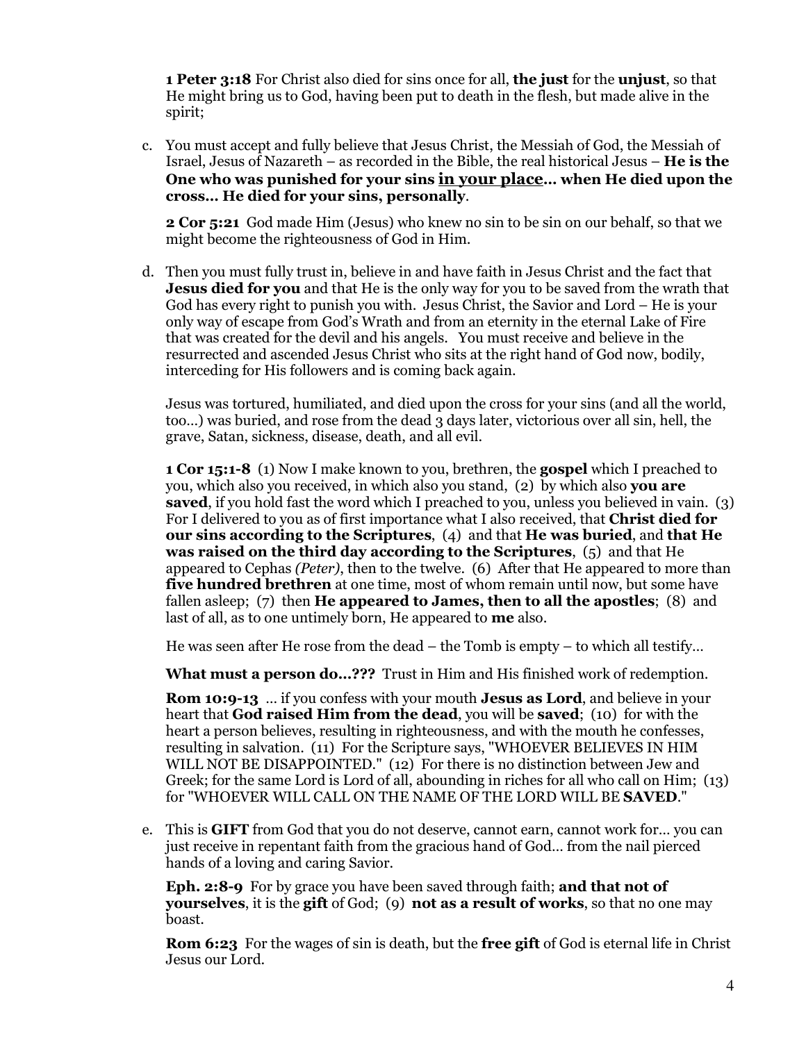**1 Peter 3:18** For Christ also died for sins once for all, **the just** for the **unjust**, so that He might bring us to God, having been put to death in the flesh, but made alive in the spirit;

c. You must accept and fully believe that Jesus Christ, the Messiah of God, the Messiah of Israel, Jesus of Nazareth – as recorded in the Bible, the real historical Jesus – **He is the One who was punished for your sins <u>in your place</u>… when He died upon the cross… He died for your sins, personally**.

   **2 Cor 5:21** God made Him (Jesus) who knew no sin to be sin on our behalf, so that we might become the righteousness of God in Him.

d. Then you must fully trust in, believe in and have faith in Jesus Christ and the fact that **Jesus died for you** and that He is the only way for you to be saved from the wrath that God has every right to punish you with. Jesus Christ, the Savior and Lord – He is your only way of escape from God's Wrath and from an eternity in the eternal Lake of Fire that was created for the devil and his angels. You must receive and believe in the resurrected and ascended Jesus Christ who sits at the right hand of God now, bodily, interceding for His followers and is coming back again.

   Jesus was tortured, humiliated, and died upon the cross for your sins (and all the world, too…) was buried, and rose from the dead 3 days later, victorious over all sin, hell, the grave, Satan, sickness, disease, death, and all evil.

   **1 Cor 15:1-8** (1) Now I make known to you, brethren, the **gospel** which I preached to you, which also you received, in which also you stand, (2) by which also **you are saved**, if you hold fast the word which I preached to you, unless you believed in vain. (3) For I delivered to you as of first importance what I also received, that **Christ died for our sins according to the Scriptures**, (4) and that **He was buried**, and **that He was raised on the third day according to the Scriptures**, (5) and that He appeared to Cephas *(Peter)*, then to the twelve. (6) After that He appeared to more than **five hundred brethren** at one time, most of whom remain until now, but some have fallen asleep; (7) then **He appeared to James, then to all the apostles**; (8) and last of all, as to one untimely born, He appeared to **me** also.

   He was seen after He rose from the dead – the Tomb is empty – to which all testify…

   **What must a person do…???** Trust in Him and His finished work of redemption.

   **Rom 10:9-13** … if you confess with your mouth **Jesus as Lord**, and believe in your heart that **God raised Him from the dead**, you will be **saved**; (10) for with the heart a person believes, resulting in righteousness, and with the mouth he confesses, resulting in salvation. (11) For the Scripture says, "WHOEVER BELIEVES IN HIM WILL NOT BE DISAPPOINTED." (12) For there is no distinction between Jew and Greek; for the same Lord is Lord of all, abounding in riches for all who call on Him; (13) for "WHOEVER WILL CALL ON THE NAME OF THE LORD WILL BE **SAVED**."

e. This is **GIFT** from God that you do not deserve, cannot earn, cannot work for… you can just receive in repentant faith from the gracious hand of God… from the nail pierced hands of a loving and caring Savior.

   **Eph. 2:8-9** For by grace you have been saved through faith; **and that not of yourselves**, it is the **gift** of God; (9) **not as a result of works**, so that no one may boast.

   **Rom 6:23** For the wages of sin is death, but the **free gift** of God is eternal life in Christ Jesus our Lord.